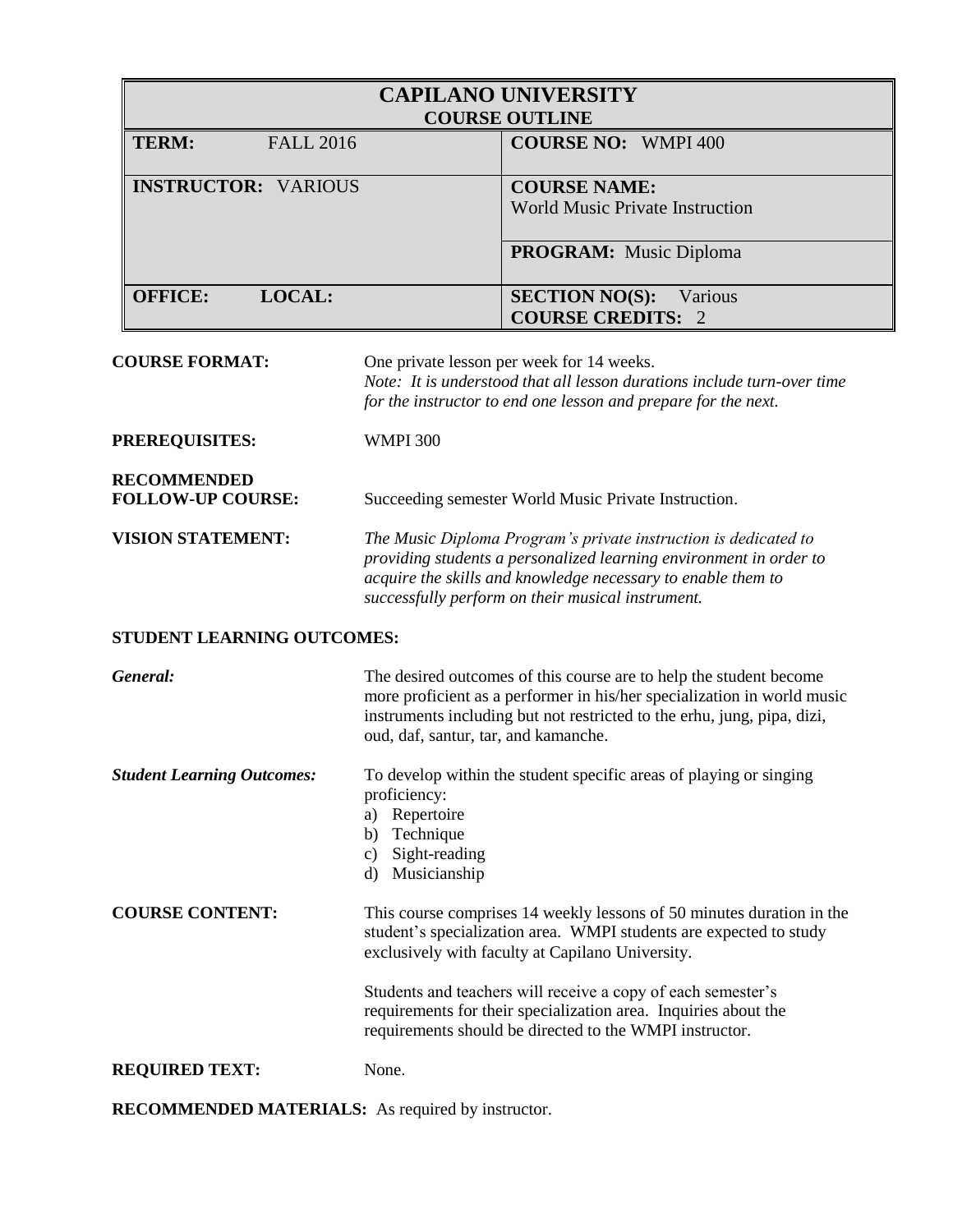# CAPILANO UNIVERSITY
## COURSE OUTLINE

| | |
|---|---|
| **TERM:** FALL 2016 | **COURSE NO:** WMPI 400 |
| **INSTRUCTOR:** VARIOUS | **COURSE NAME:** World Music Private Instruction |
| | **PROGRAM:** Music Diploma |
| **OFFICE:** **LOCAL:** | **SECTION NO(S):** Various<br>**COURSE CREDITS:** 2 |

**COURSE FORMAT:** One private lesson per week for 14 weeks.
*Note: It is understood that all lesson durations include turn-over time for the instructor to end one lesson and prepare for the next.*

**PREREQUISITES:** WMPI 300

**RECOMMENDED FOLLOW-UP COURSE:** Succeeding semester World Music Private Instruction.

**VISION STATEMENT:** *The Music Diploma Program's private instruction is dedicated to providing students a personalized learning environment in order to acquire the skills and knowledge necessary to enable them to successfully perform on their musical instrument.*

**STUDENT LEARNING OUTCOMES:**

***General:*** The desired outcomes of this course are to help the student become more proficient as a performer in his/her specialization in world music instruments including but not restricted to the erhu, jung, pipa, dizi, oud, daf, santur, tar, and kamanche.

***Student Learning Outcomes:*** To develop within the student specific areas of playing or singing proficiency:

a) Repertoire
b) Technique
c) Sight-reading
d) Musicianship

**COURSE CONTENT:** This course comprises 14 weekly lessons of 50 minutes duration in the student's specialization area. WMPI students are expected to study exclusively with faculty at Capilano University.

Students and teachers will receive a copy of each semester's requirements for their specialization area. Inquiries about the requirements should be directed to the WMPI instructor.

**REQUIRED TEXT:** None.

**RECOMMENDED MATERIALS:** As required by instructor.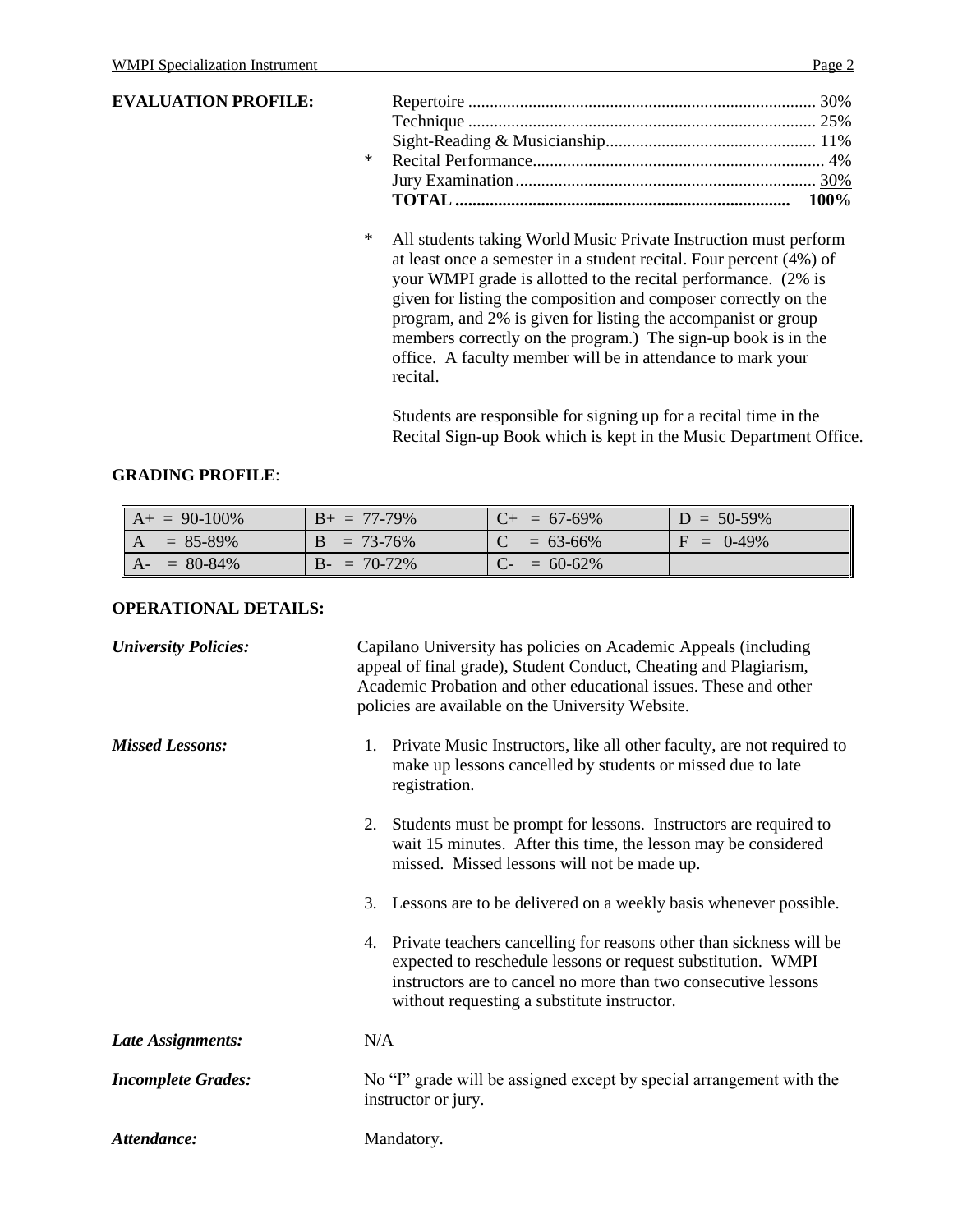**EVALUATION PROFILE:**

| | |
|---|---|
| Repertoire | 30% |
| Technique | 25% |
| Sight-Reading & Musicianship | 11% |
| * Recital Performance | 4% |
| Jury Examination | 30% |
| **TOTAL** | **100%** |

\* All students taking World Music Private Instruction must perform at least once a semester in a student recital. Four percent (4%) of your WMPI grade is allotted to the recital performance. (2% is given for listing the composition and composer correctly on the program, and 2% is given for listing the accompanist or group members correctly on the program.) The sign-up book is in the office. A faculty member will be in attendance to mark your recital.

Students are responsible for signing up for a recital time in the Recital Sign-up Book which is kept in the Music Department Office.

**GRADING PROFILE**:

| | | | |
|---|---|---|---|
| A+ = 90-100% | B+ = 77-79% | C+ = 67-69% | D = 50-59% |
| A = 85-89% | B = 73-76% | C = 63-66% | F = 0-49% |
| A- = 80-84% | B- = 70-72% | C- = 60-62% | |

**OPERATIONAL DETAILS:**

***University Policies:*** Capilano University has policies on Academic Appeals (including appeal of final grade), Student Conduct, Cheating and Plagiarism, Academic Probation and other educational issues. These and other policies are available on the University Website.

***Missed Lessons:***

1. Private Music Instructors, like all other faculty, are not required to make up lessons cancelled by students or missed due to late registration.
2. Students must be prompt for lessons. Instructors are required to wait 15 minutes. After this time, the lesson may be considered missed. Missed lessons will not be made up.
3. Lessons are to be delivered on a weekly basis whenever possible.
4. Private teachers cancelling for reasons other than sickness will be expected to reschedule lessons or request substitution. WMPI instructors are to cancel no more than two consecutive lessons without requesting a substitute instructor.

***Late Assignments:*** N/A

***Incomplete Grades:*** No "I" grade will be assigned except by special arrangement with the instructor or jury.

***Attendance:*** Mandatory.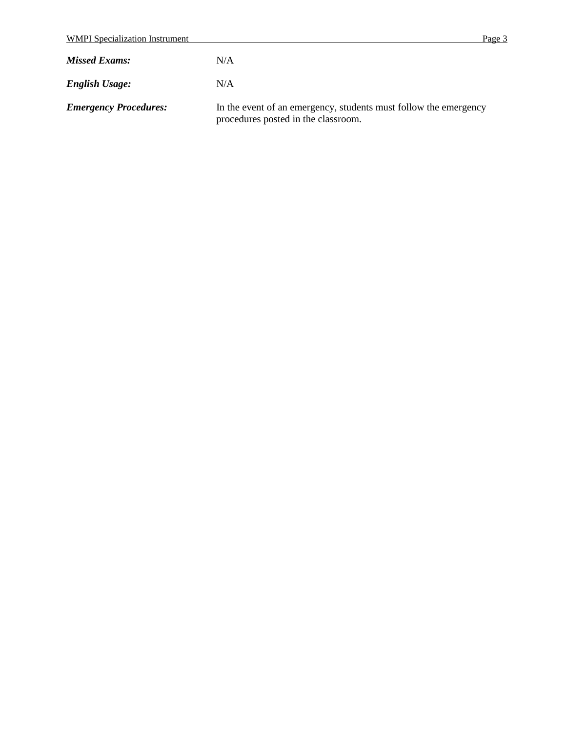***Missed Exams:*** N/A

***English Usage:*** N/A

***Emergency Procedures:*** In the event of an emergency, students must follow the emergency procedures posted in the classroom.